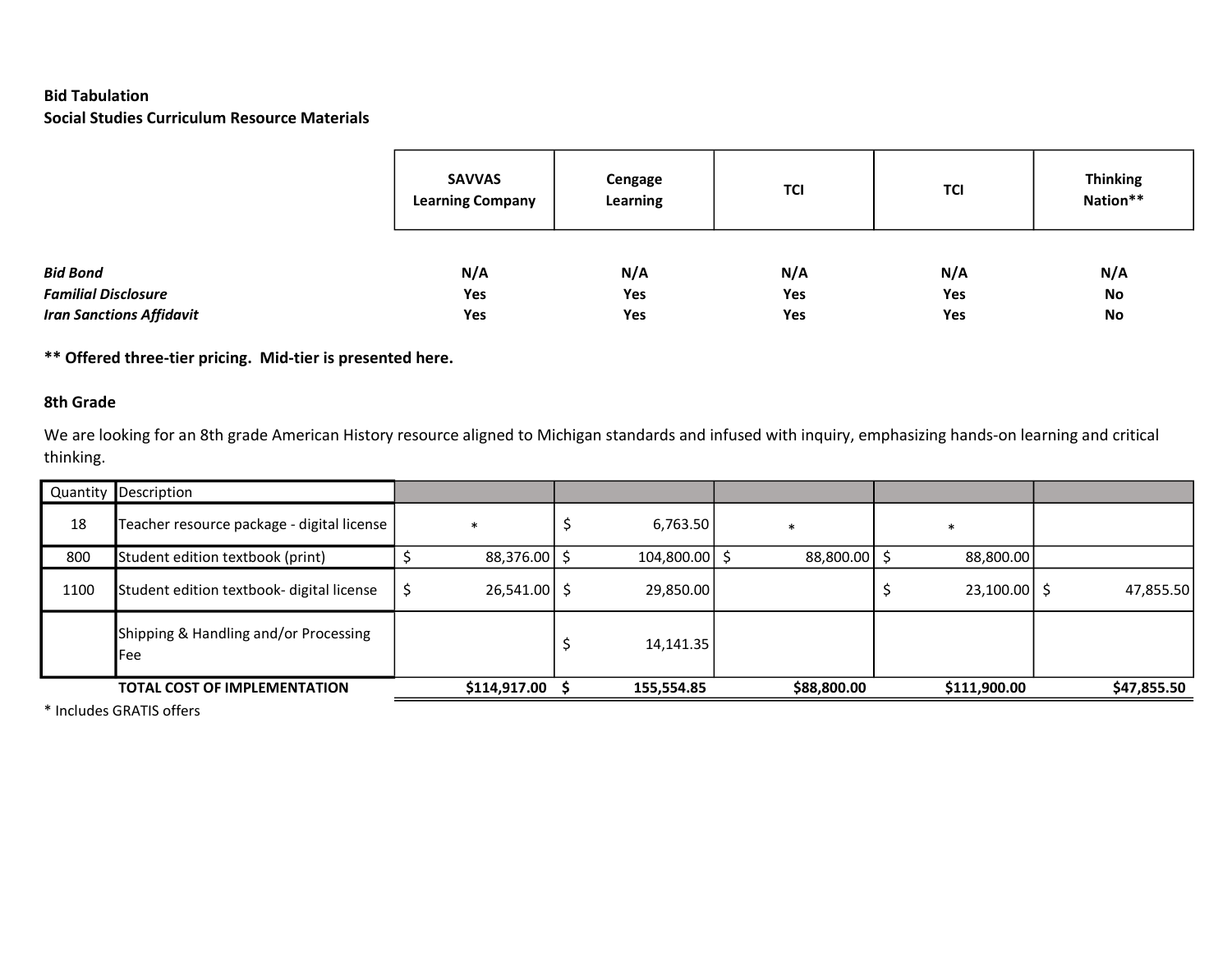**Bid Tabulation**
**Social Studies Curriculum Resource Materials**

| | SAVVAS Learning Company | Cengage Learning | TCI | TCI | Thinking Nation** |
|---|---|---|---|---|---|
| ***Bid Bond*** | N/A | N/A | N/A | N/A | N/A |
| ***Familial Disclosure*** | Yes | Yes | Yes | Yes | No |
| ***Iran Sanctions Affidavit*** | Yes | Yes | Yes | Yes | No |

**** Offered three-tier pricing. Mid-tier is presented here.**

**8th Grade**

We are looking for an 8th grade American History resource aligned to Michigan standards and infused with inquiry, emphasizing hands-on learning and critical thinking.

| Quantity | Description | SAVVAS Learning Company | Cengage Learning | TCI | TCI | Thinking Nation** |
|---|---|---|---|---|---|---|
| 18 | Teacher resource package - digital license | * | $ 6,763.50 | * | * | |
| 800 | Student edition textbook (print) | $ 88,376.00 | $ 104,800.00 | $ 88,800.00 | $ 88,800.00 | |
| 1100 | Student edition textbook- digital license | $ 26,541.00 | $ 29,850.00 | | $ 23,100.00 | $ 47,855.50 |
| | Shipping & Handling and/or Processing Fee | | $ 14,141.35 | | | |
| | **TOTAL COST OF IMPLEMENTATION** | **$114,917.00** | **$ 155,554.85** | **$88,800.00** | **$111,900.00** | **$47,855.50** |

* Includes GRATIS offers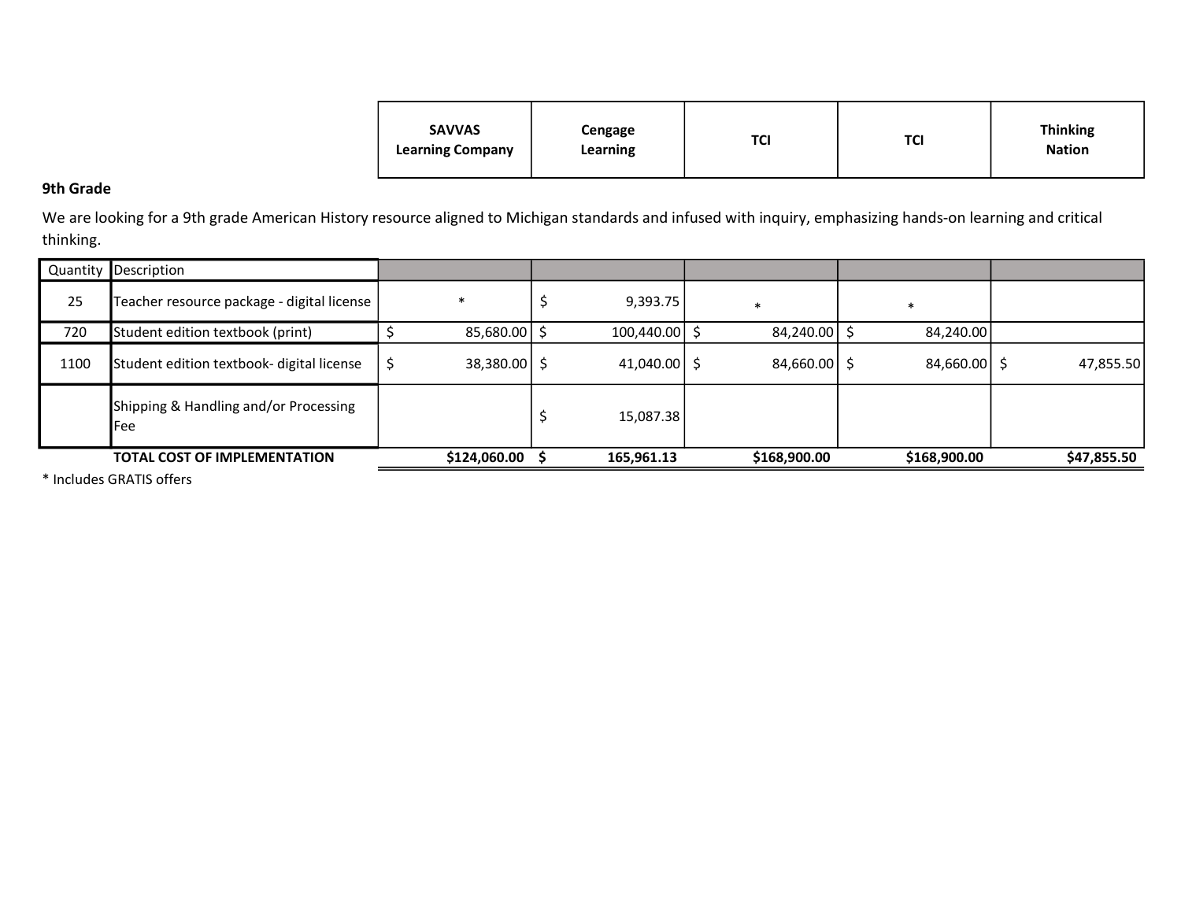### 9th Grade

We are looking for a 9th grade American History resource aligned to Michigan standards and infused with inquiry, emphasizing hands-on learning and critical thinking.

| Quantity | Description | SAVVAS Learning Company | Cengage Learning | TCI | TCI | Thinking Nation |
|---|---|---|---|---|---|---|
| 25 | Teacher resource package - digital license | * | $ 9,393.75 | * | * | |
| 720 | Student edition textbook (print) | $ 85,680.00 | $ 100,440.00 | $ 84,240.00 | $ 84,240.00 | |
| 1100 | Student edition textbook- digital license | $ 38,380.00 | $ 41,040.00 | $ 84,660.00 | $ 84,660.00 | $ 47,855.50 |
| | Shipping & Handling and/or Processing Fee | | $ 15,087.38 | | | |
| | **TOTAL COST OF IMPLEMENTATION** | **$124,060.00** | **$ 165,961.13** | **$168,900.00** | **$168,900.00** | **$47,855.50** |

* Includes GRATIS offers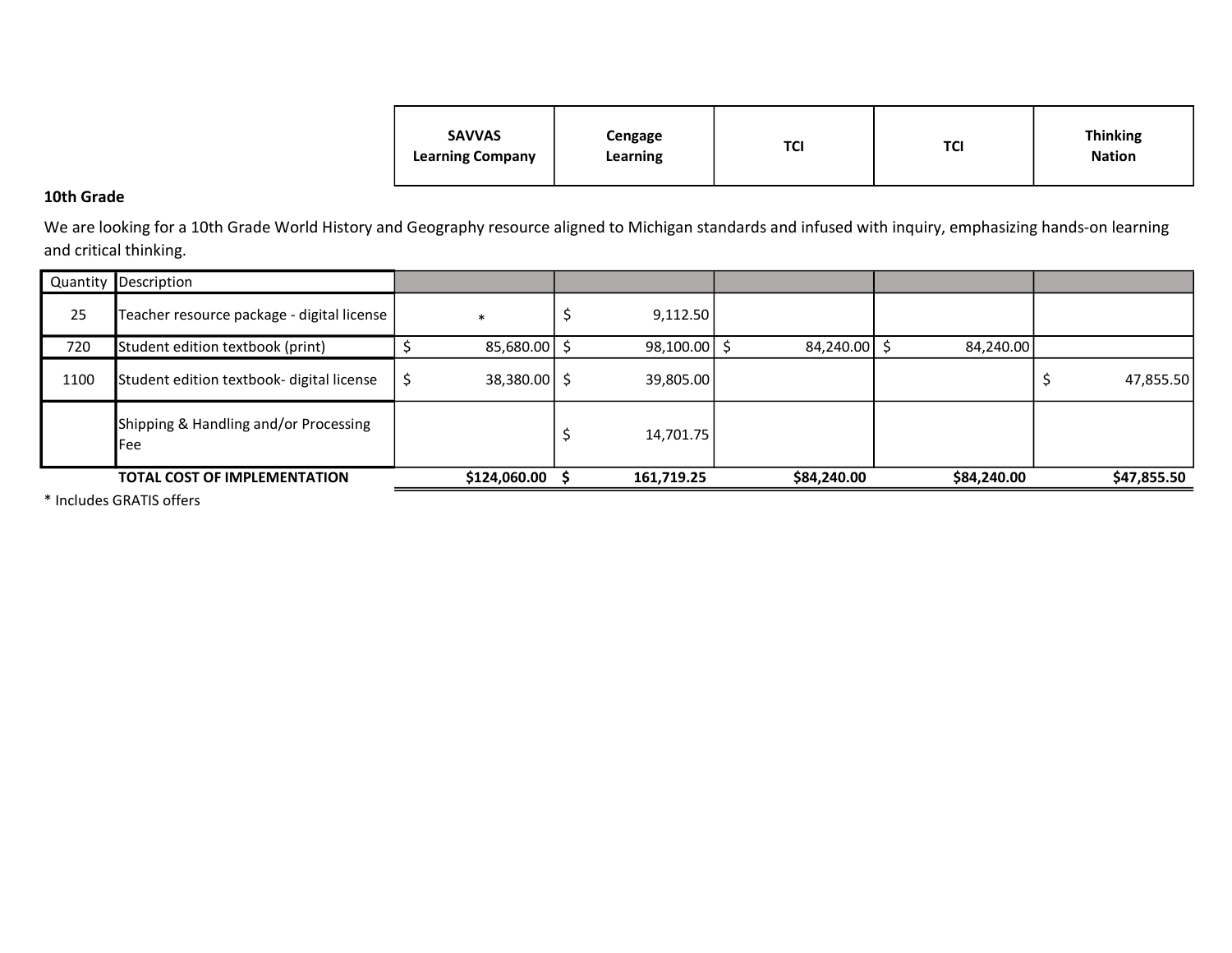## 10th Grade

We are looking for a 10th Grade World History and Geography resource aligned to Michigan standards and infused with inquiry, emphasizing hands-on learning and critical thinking.

| Quantity | Description | SAVVAS Learning Company | Cengage Learning | TCI | TCI | Thinking Nation |
|---|---|---|---|---|---|---|
| 25 | Teacher resource package - digital license | * | $ 9,112.50 | | | |
| 720 | Student edition textbook (print) | $ 85,680.00 | $ 98,100.00 | $ 84,240.00 | $ 84,240.00 | |
| 1100 | Student edition textbook- digital license | $ 38,380.00 | $ 39,805.00 | | | $ 47,855.50 |
| | Shipping & Handling and/or Processing Fee | | $ 14,701.75 | | | |
| | **TOTAL COST OF IMPLEMENTATION** | **$124,060.00** | **$ 161,719.25** | **$84,240.00** | **$84,240.00** | **$47,855.50** |

\* Includes GRATIS offers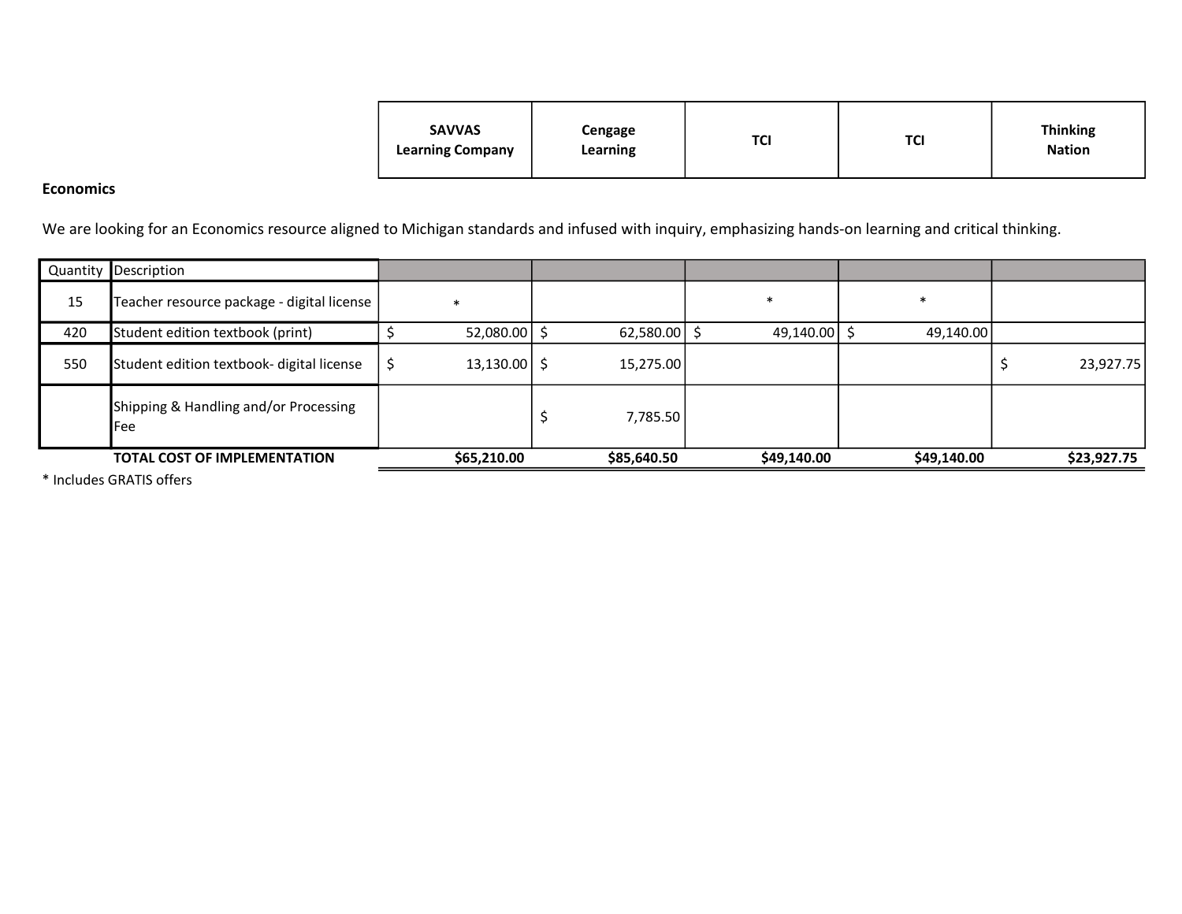**Economics**

We are looking for an Economics resource aligned to Michigan standards and infused with inquiry, emphasizing hands-on learning and critical thinking.

| Quantity | Description | SAVVAS Learning Company | Cengage Learning | TCI | TCI | Thinking Nation |
|---|---|---|---|---|---|---|
| 15 | Teacher resource package - digital license | * | | * | * | |
| 420 | Student edition textbook (print) | $ 52,080.00 | $ 62,580.00 | $ 49,140.00 | $ 49,140.00 | |
| 550 | Student edition textbook- digital license | $ 13,130.00 | $ 15,275.00 | | | $ 23,927.75 |
| | Shipping & Handling and/or Processing Fee | | $ 7,785.50 | | | |
| | **TOTAL COST OF IMPLEMENTATION** | **$65,210.00** | **$85,640.50** | **$49,140.00** | **$49,140.00** | **$23,927.75** |

* Includes GRATIS offers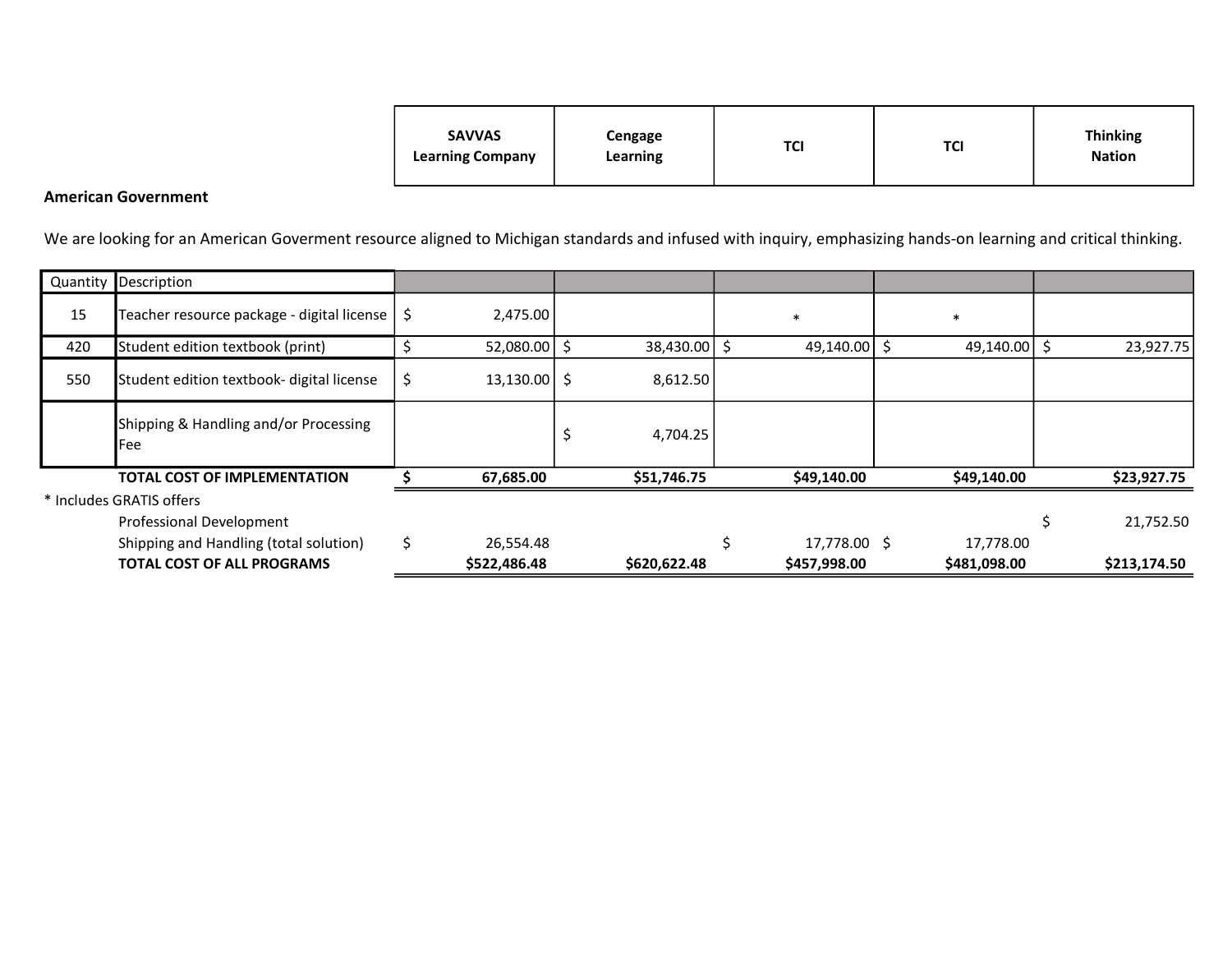## American Government

We are looking for an American Goverment resource aligned to Michigan standards and infused with inquiry, emphasizing hands-on learning and critical thinking.

| Quantity | Description | SAVVAS Learning Company | Cengage Learning | TCI | TCI | Thinking Nation |
|---|---|---|---|---|---|---|
| 15 | Teacher resource package - digital license | $ 2,475.00 | | * | * | |
| 420 | Student edition textbook (print) | $ 52,080.00 | $ 38,430.00 | $ 49,140.00 | $ 49,140.00 | $ 23,927.75 |
| 550 | Student edition textbook- digital license | $ 13,130.00 | $ 8,612.50 | | | |
| | Shipping & Handling and/or Processing Fee | | $ 4,704.25 | | | |
| | **TOTAL COST OF IMPLEMENTATION** | **$ 67,685.00** | **$51,746.75** | **$49,140.00** | **$49,140.00** | **$23,927.75** |
| | Professional Development | | | | | $ 21,752.50 |
| | Shipping and Handling (total solution) | $ 26,554.48 | | $ 17,778.00 | $ 17,778.00 | |
| | **TOTAL COST OF ALL PROGRAMS** | **$522,486.48** | **$620,622.48** | **$457,998.00** | **$481,098.00** | **$213,174.50** |

* Includes GRATIS offers